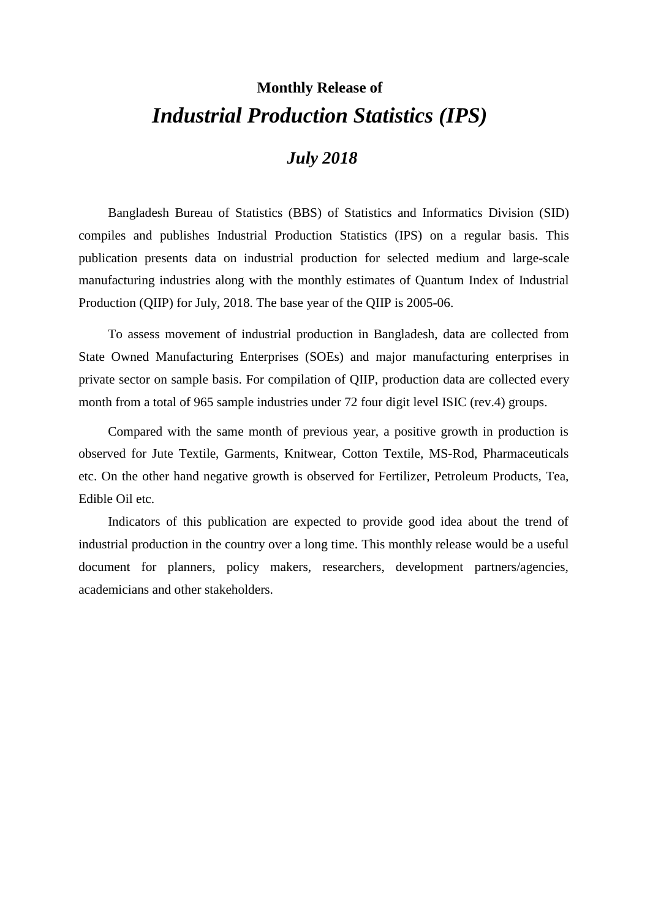**Monthly Release of**

# *Industrial Production Statistics (IPS)*

## *July 2018*

Bangladesh Bureau of Statistics (BBS) of Statistics and Informatics Division (SID) compiles and publishes Industrial Production Statistics (IPS) on a regular basis. This publication presents data on industrial production for selected medium and large-scale manufacturing industries along with the monthly estimates of Quantum Index of Industrial Production (QIIP) for July, 2018. The base year of the QIIP is 2005-06.

To assess movement of industrial production in Bangladesh, data are collected from State Owned Manufacturing Enterprises (SOEs) and major manufacturing enterprises in private sector on sample basis. For compilation of QIIP, production data are collected every month from a total of 965 sample industries under 72 four digit level ISIC (rev.4) groups.

Compared with the same month of previous year, a positive growth in production is observed for Jute Textile, Garments, Knitwear, Cotton Textile, MS-Rod, Pharmaceuticals etc. On the other hand negative growth is observed for Fertilizer, Petroleum Products, Tea, Edible Oil etc.

Indicators of this publication are expected to provide good idea about the trend of industrial production in the country over a long time. This monthly release would be a useful document for planners, policy makers, researchers, development partners/agencies, academicians and other stakeholders.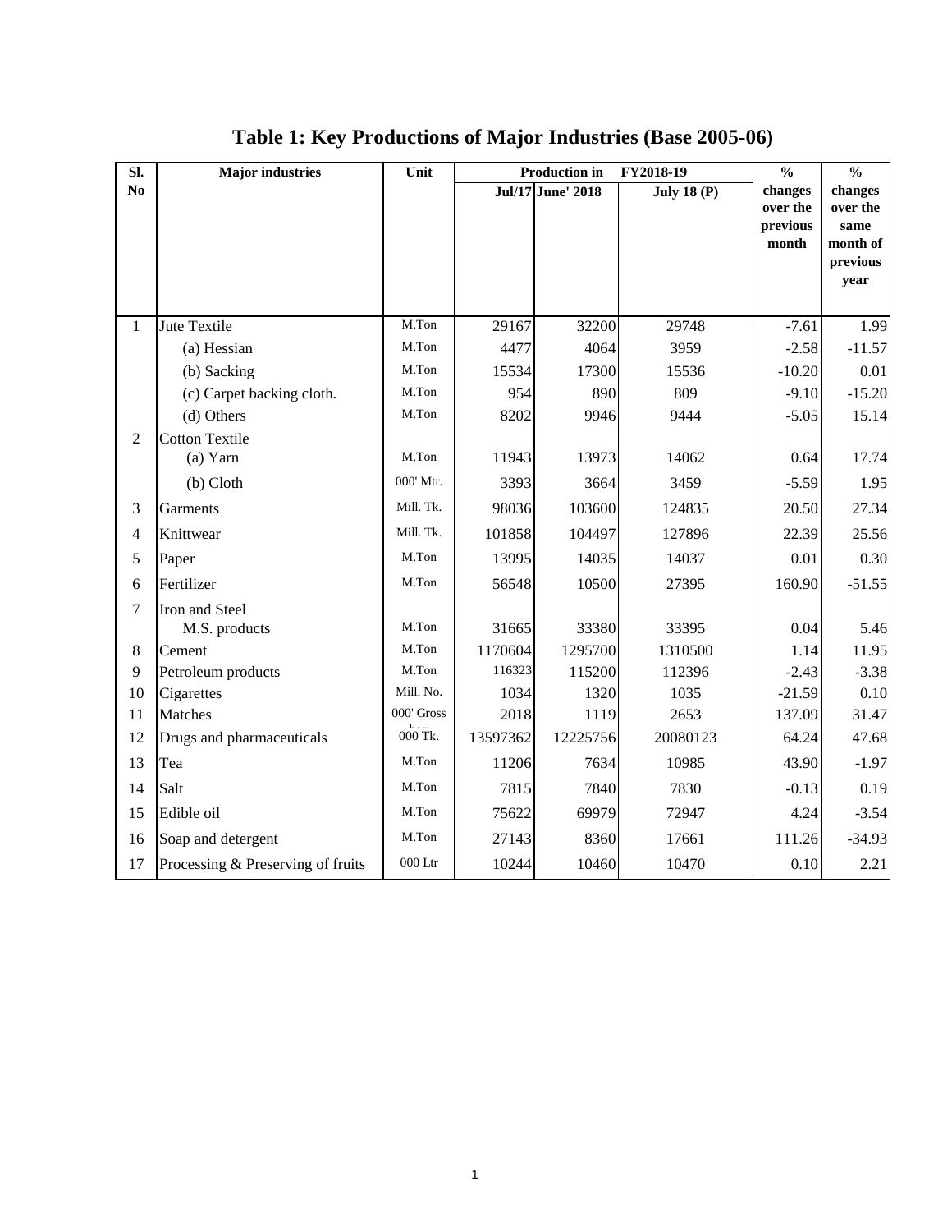# Table 1: Key Productions of Major Industries (Base 2005-06)

| Sl. No | Major industries | Unit | Production in | FY2018-19 | | % changes over the previous month | % changes over the same month of previous year |
|---|---|---|---|---|---|---|---|
| | | | Jul/17 | June' 2018 | July 18 (P) | | |
| 1 | Jute Textile | M.Ton | 29167 | 32200 | 29748 | -7.61 | 1.99 |
| | (a) Hessian | M.Ton | 4477 | 4064 | 3959 | -2.58 | -11.57 |
| | (b) Sacking | M.Ton | 15534 | 17300 | 15536 | -10.20 | 0.01 |
| | (c) Carpet backing cloth. | M.Ton | 954 | 890 | 809 | -9.10 | -15.20 |
| | (d) Others | M.Ton | 8202 | 9946 | 9444 | -5.05 | 15.14 |
| 2 | Cotton Textile | | | | | | |
| | (a) Yarn | M.Ton | 11943 | 13973 | 14062 | 0.64 | 17.74 |
| | (b) Cloth | 000' Mtr. | 3393 | 3664 | 3459 | -5.59 | 1.95 |
| 3 | Garments | Mill. Tk. | 98036 | 103600 | 124835 | 20.50 | 27.34 |
| 4 | Knittwear | Mill. Tk. | 101858 | 104497 | 127896 | 22.39 | 25.56 |
| 5 | Paper | M.Ton | 13995 | 14035 | 14037 | 0.01 | 0.30 |
| 6 | Fertilizer | M.Ton | 56548 | 10500 | 27395 | 160.90 | -51.55 |
| 7 | Iron and Steel | | | | | | |
| | M.S. products | M.Ton | 31665 | 33380 | 33395 | 0.04 | 5.46 |
| 8 | Cement | M.Ton | 1170604 | 1295700 | 1310500 | 1.14 | 11.95 |
| 9 | Petroleum products | M.Ton | 116323 | 115200 | 112396 | -2.43 | -3.38 |
| 10 | Cigarettes | Mill. No. | 1034 | 1320 | 1035 | -21.59 | 0.10 |
| 11 | Matches | 000' Gross | 2018 | 1119 | 2653 | 137.09 | 31.47 |
| 12 | Drugs and pharmaceuticals | 000 Tk. | 13597362 | 12225756 | 20080123 | 64.24 | 47.68 |
| 13 | Tea | M.Ton | 11206 | 7634 | 10985 | 43.90 | -1.97 |
| 14 | Salt | M.Ton | 7815 | 7840 | 7830 | -0.13 | 0.19 |
| 15 | Edible oil | M.Ton | 75622 | 69979 | 72947 | 4.24 | -3.54 |
| 16 | Soap and detergent | M.Ton | 27143 | 8360 | 17661 | 111.26 | -34.93 |
| 17 | Processing & Preserving of fruits | 000 Ltr | 10244 | 10460 | 10470 | 0.10 | 2.21 |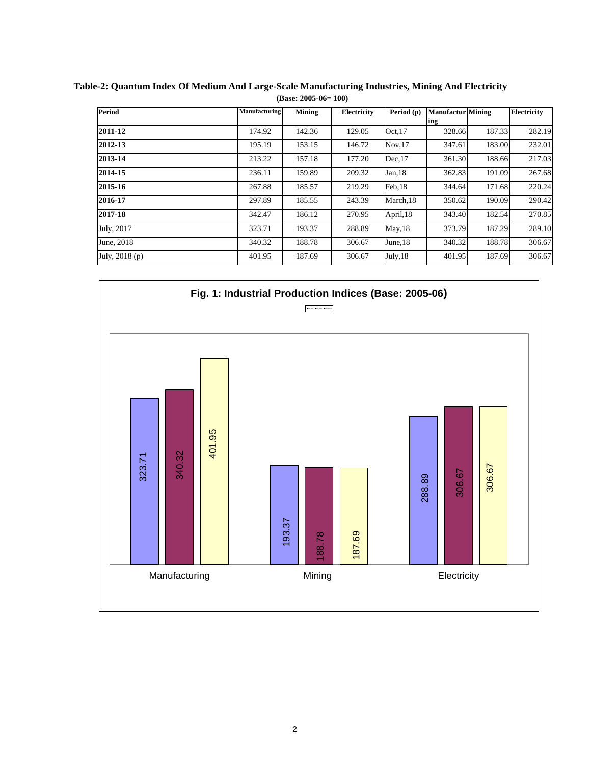**Table-2: Quantum Index Of Medium And Large-Scale Manufacturing Industries, Mining And Electricity**

**(Base: 2005-06= 100)**

| Period | Manufacturing | Mining | Electricity | Period (p) | Manufacturing | Mining | Electricity |
|---|---|---|---|---|---|---|---|
| **2011-12** | 174.92 | 142.36 | 129.05 | Oct,17 | 328.66 | 187.33 | 282.19 |
| **2012-13** | 195.19 | 153.15 | 146.72 | Nov,17 | 347.61 | 183.00 | 232.01 |
| **2013-14** | 213.22 | 157.18 | 177.20 | Dec,17 | 361.30 | 188.66 | 217.03 |
| **2014-15** | 236.11 | 159.89 | 209.32 | Jan,18 | 362.83 | 191.09 | 267.68 |
| **2015-16** | 267.88 | 185.57 | 219.29 | Feb,18 | 344.64 | 171.68 | 220.24 |
| **2016-17** | 297.89 | 185.55 | 243.39 | March,18 | 350.62 | 190.09 | 290.42 |
| **2017-18** | 342.47 | 186.12 | 270.95 | April,18 | 343.40 | 182.54 | 270.85 |
| July, 2017 | 323.71 | 193.37 | 288.89 | May,18 | 373.79 | 187.29 | 289.10 |
| June, 2018 | 340.32 | 188.78 | 306.67 | June,18 | 340.32 | 188.78 | 306.67 |
| July, 2018 (p) | 401.95 | 187.69 | 306.67 | July,18 | 401.95 | 187.69 | 306.67 |

**Fig. 1: Industrial Production Indices (Base: 2005-06)**

| | July, 2017 | June, 2018 | July, 2018 |
|---|---|---|---|
| Manufacturing | 323.71 | 340.32 | 401.95 |
| Mining | 193.37 | 188.78 | 187.69 |
| Electricity | 288.89 | 306.67 | 306.67 |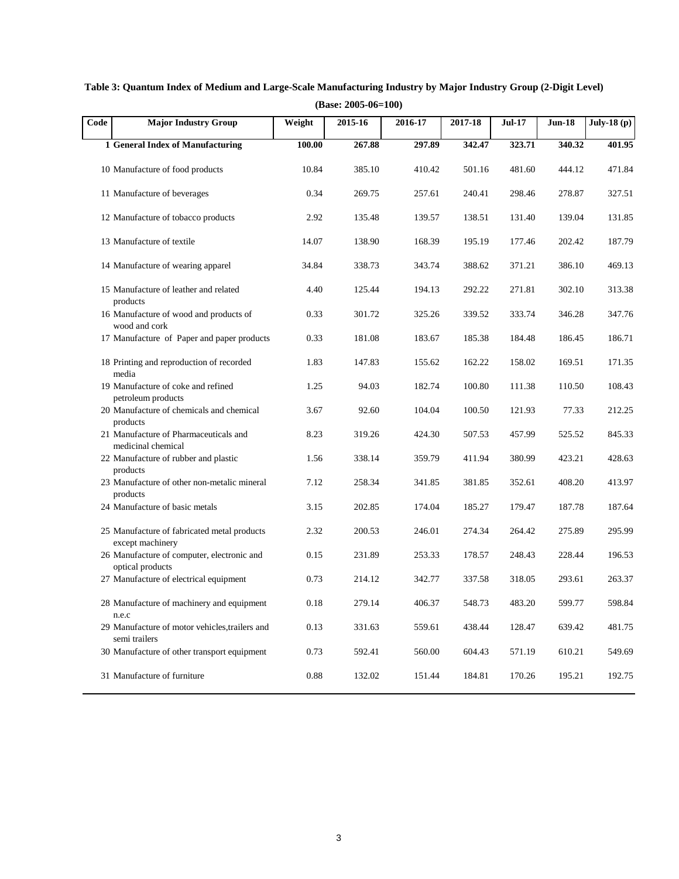**Table 3: Quantum Index of Medium and Large-Scale Manufacturing Industry by Major Industry Group (2-Digit Level)**

**(Base: 2005-06=100)**

| Code | Major Industry Group | Weight | 2015-16 | 2016-17 | 2017-18 | Jul-17 | Jun-18 | July-18 (p) |
|---|---|---|---|---|---|---|---|---|
| **1** | **General Index of Manufacturing** | **100.00** | **267.88** | **297.89** | **342.47** | **323.71** | **340.32** | **401.95** |
| 10 | Manufacture of food products | 10.84 | 385.10 | 410.42 | 501.16 | 481.60 | 444.12 | 471.84 |
| 11 | Manufacture of beverages | 0.34 | 269.75 | 257.61 | 240.41 | 298.46 | 278.87 | 327.51 |
| 12 | Manufacture of tobacco products | 2.92 | 135.48 | 139.57 | 138.51 | 131.40 | 139.04 | 131.85 |
| 13 | Manufacture of textile | 14.07 | 138.90 | 168.39 | 195.19 | 177.46 | 202.42 | 187.79 |
| 14 | Manufacture of wearing apparel | 34.84 | 338.73 | 343.74 | 388.62 | 371.21 | 386.10 | 469.13 |
| 15 | Manufacture of leather and related products | 4.40 | 125.44 | 194.13 | 292.22 | 271.81 | 302.10 | 313.38 |
| 16 | Manufacture of wood and products of wood and cork | 0.33 | 301.72 | 325.26 | 339.52 | 333.74 | 346.28 | 347.76 |
| 17 | Manufacture of Paper and paper products | 0.33 | 181.08 | 183.67 | 185.38 | 184.48 | 186.45 | 186.71 |
| 18 | Printing and reproduction of recorded media | 1.83 | 147.83 | 155.62 | 162.22 | 158.02 | 169.51 | 171.35 |
| 19 | Manufacture of coke and refined petroleum products | 1.25 | 94.03 | 182.74 | 100.80 | 111.38 | 110.50 | 108.43 |
| 20 | Manufacture of chemicals and chemical products | 3.67 | 92.60 | 104.04 | 100.50 | 121.93 | 77.33 | 212.25 |
| 21 | Manufacture of Pharmaceuticals and medicinal chemical | 8.23 | 319.26 | 424.30 | 507.53 | 457.99 | 525.52 | 845.33 |
| 22 | Manufacture of rubber and plastic products | 1.56 | 338.14 | 359.79 | 411.94 | 380.99 | 423.21 | 428.63 |
| 23 | Manufacture of other non-metalic mineral products | 7.12 | 258.34 | 341.85 | 381.85 | 352.61 | 408.20 | 413.97 |
| 24 | Manufacture of basic metals | 3.15 | 202.85 | 174.04 | 185.27 | 179.47 | 187.78 | 187.64 |
| 25 | Manufacture of fabricated metal products except machinery | 2.32 | 200.53 | 246.01 | 274.34 | 264.42 | 275.89 | 295.99 |
| 26 | Manufacture of computer, electronic and optical products | 0.15 | 231.89 | 253.33 | 178.57 | 248.43 | 228.44 | 196.53 |
| 27 | Manufacture of electrical equipment | 0.73 | 214.12 | 342.77 | 337.58 | 318.05 | 293.61 | 263.37 |
| 28 | Manufacture of machinery and equipment n.e.c | 0.18 | 279.14 | 406.37 | 548.73 | 483.20 | 599.77 | 598.84 |
| 29 | Manufacture of motor vehicles,trailers and semi trailers | 0.13 | 331.63 | 559.61 | 438.44 | 128.47 | 639.42 | 481.75 |
| 30 | Manufacture of other transport equipment | 0.73 | 592.41 | 560.00 | 604.43 | 571.19 | 610.21 | 549.69 |
| 31 | Manufacture of furniture | 0.88 | 132.02 | 151.44 | 184.81 | 170.26 | 195.21 | 192.75 |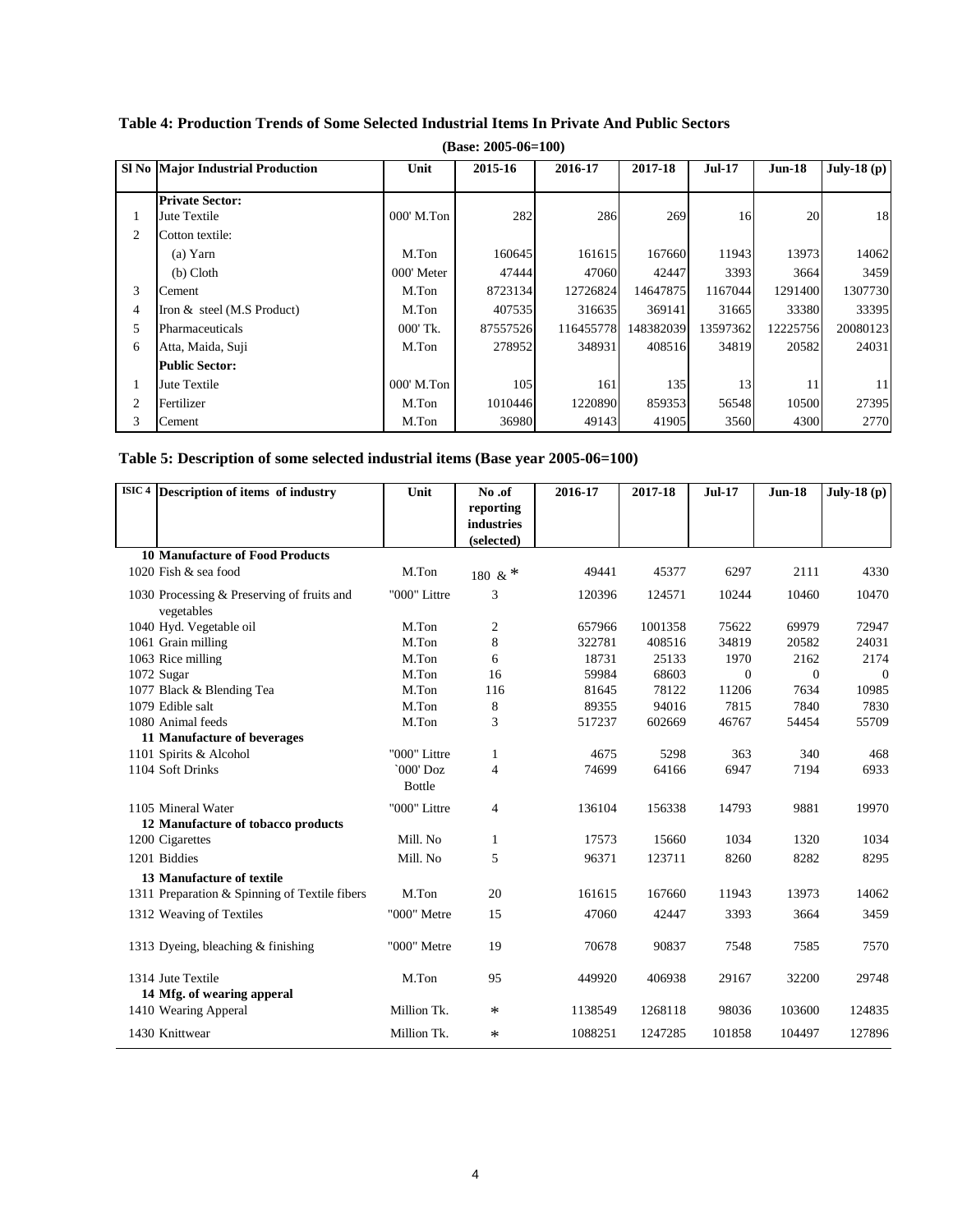**Table 4: Production Trends of Some Selected Industrial Items In Private And Public Sectors**

**(Base: 2005-06=100)**

| Sl No | Major Industrial Production | Unit | 2015-16 | 2016-17 | 2017-18 | Jul-17 | Jun-18 | July-18 (p) |
|---|---|---|---|---|---|---|---|---|
| | **Private Sector:** | | | | | | | |
| 1 | Jute Textile | 000' M.Ton | 282 | 286 | 269 | 16 | 20 | 18 |
| 2 | Cotton textile: | | | | | | | |
| | (a) Yarn | M.Ton | 160645 | 161615 | 167660 | 11943 | 13973 | 14062 |
| | (b) Cloth | 000' Meter | 47444 | 47060 | 42447 | 3393 | 3664 | 3459 |
| 3 | Cement | M.Ton | 8723134 | 12726824 | 14647875 | 1167044 | 1291400 | 1307730 |
| 4 | Iron & steel (M.S Product) | M.Ton | 407535 | 316635 | 369141 | 31665 | 33380 | 33395 |
| 5 | Pharmaceuticals | 000' Tk. | 87557526 | 116455778 | 148382039 | 13597362 | 12225756 | 20080123 |
| 6 | Atta, Maida, Suji | M.Ton | 278952 | 348931 | 408516 | 34819 | 20582 | 24031 |
| | **Public Sector:** | | | | | | | |
| 1 | Jute Textile | 000' M.Ton | 105 | 161 | 135 | 13 | 11 | 11 |
| 2 | Fertilizer | M.Ton | 1010446 | 1220890 | 859353 | 56548 | 10500 | 27395 |
| 3 | Cement | M.Ton | 36980 | 49143 | 41905 | 3560 | 4300 | 2770 |

**Table 5: Description of some selected industrial items (Base year 2005-06=100)**

| ISIC 4 | Description of items of industry | Unit | No .of reporting industries (selected) | 2016-17 | 2017-18 | Jul-17 | Jun-18 | July-18 (p) |
|---|---|---|---|---|---|---|---|---|
| 10 | **Manufacture of Food Products** | | | | | | | |
| 1020 | Fish & sea food | M.Ton | 180 & * | 49441 | 45377 | 6297 | 2111 | 4330 |
| 1030 | Processing & Preserving of fruits and vegetables | "000" Littre | 3 | 120396 | 124571 | 10244 | 10460 | 10470 |
| 1040 | Hyd. Vegetable oil | M.Ton | 2 | 657966 | 1001358 | 75622 | 69979 | 72947 |
| 1061 | Grain milling | M.Ton | 8 | 322781 | 408516 | 34819 | 20582 | 24031 |
| 1063 | Rice milling | M.Ton | 6 | 18731 | 25133 | 1970 | 2162 | 2174 |
| 1072 | Sugar | M.Ton | 16 | 59984 | 68603 | 0 | 0 | 0 |
| 1077 | Black & Blending Tea | M.Ton | 116 | 81645 | 78122 | 11206 | 7634 | 10985 |
| 1079 | Edible salt | M.Ton | 8 | 89355 | 94016 | 7815 | 7840 | 7830 |
| 1080 | Animal feeds | M.Ton | 3 | 517237 | 602669 | 46767 | 54454 | 55709 |
| 11 | **Manufacture of beverages** | | | | | | | |
| 1101 | Spirits & Alcohol | "000" Littre | 1 | 4675 | 5298 | 363 | 340 | 468 |
| 1104 | Soft Drinks | `000' Doz Bottle | 4 | 74699 | 64166 | 6947 | 7194 | 6933 |
| 1105 | Mineral Water | "000" Littre | 4 | 136104 | 156338 | 14793 | 9881 | 19970 |
| 12 | **Manufacture of tobacco products** | | | | | | | |
| 1200 | Cigarettes | Mill. No | 1 | 17573 | 15660 | 1034 | 1320 | 1034 |
| 1201 | Biddies | Mill. No | 5 | 96371 | 123711 | 8260 | 8282 | 8295 |
| 13 | **Manufacture of textile** | | | | | | | |
| 1311 | Preparation & Spinning of Textile fibers | M.Ton | 20 | 161615 | 167660 | 11943 | 13973 | 14062 |
| 1312 | Weaving of Textiles | "000" Metre | 15 | 47060 | 42447 | 3393 | 3664 | 3459 |
| 1313 | Dyeing, bleaching & finishing | "000" Metre | 19 | 70678 | 90837 | 7548 | 7585 | 7570 |
| 1314 | Jute Textile | M.Ton | 95 | 449920 | 406938 | 29167 | 32200 | 29748 |
| 14 | **Mfg. of wearing apperal** | | | | | | | |
| 1410 | Wearing Apperal | Million Tk. | * | 1138549 | 1268118 | 98036 | 103600 | 124835 |
| 1430 | Knittwear | Million Tk. | * | 1088251 | 1247285 | 101858 | 104497 | 127896 |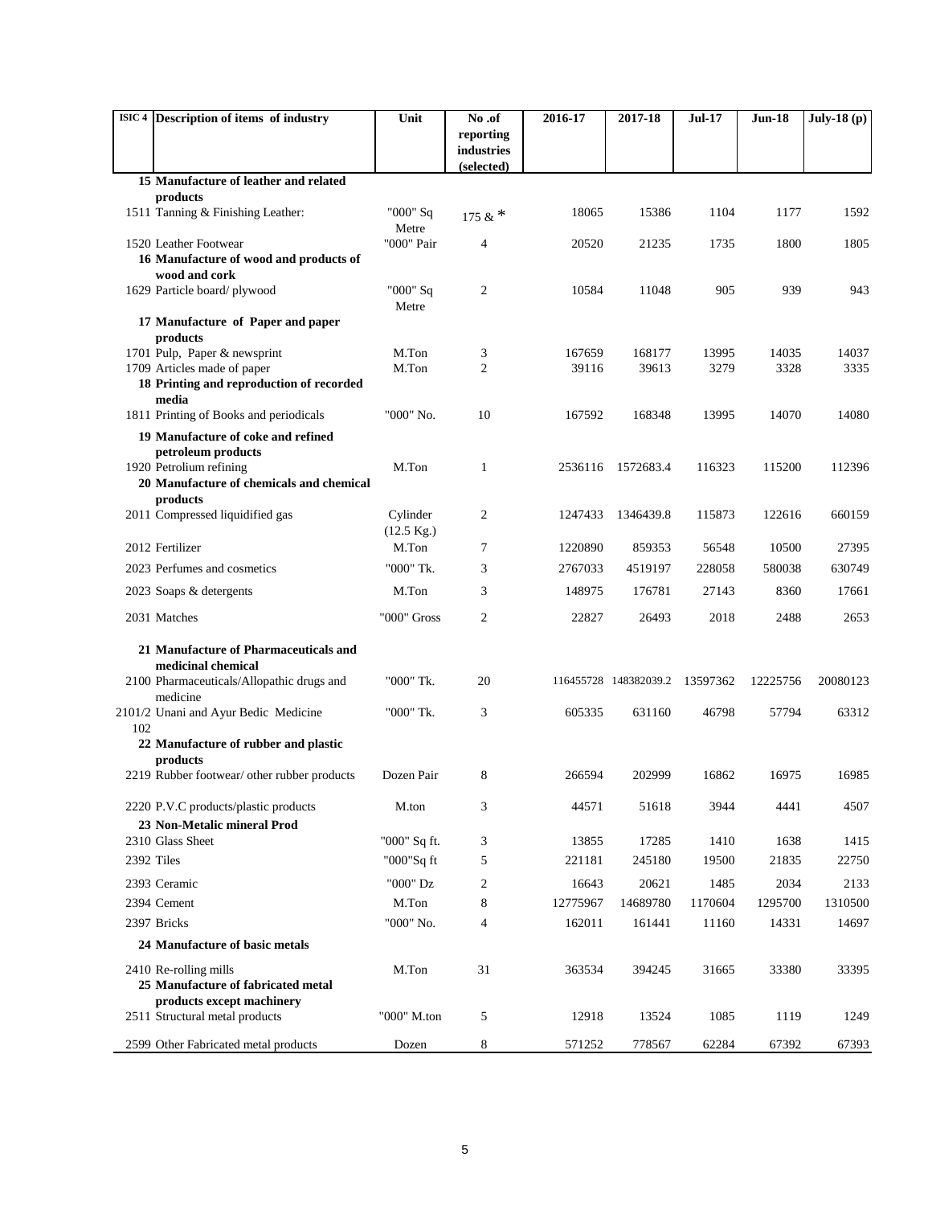| ISIC 4 | Description of items of industry | Unit | No .of reporting industries (selected) | 2016-17 | 2017-18 | Jul-17 | Jun-18 | July-18 (p) |
|---|---|---|---|---|---|---|---|---|
| 15 | **Manufacture of leather and related products** | | | | | | | |
| 1511 | Tanning & Finishing Leather: | "000" Sq Metre | 175 & * | 18065 | 15386 | 1104 | 1177 | 1592 |
| 1520 | Leather Footwear | "000" Pair | 4 | 20520 | 21235 | 1735 | 1800 | 1805 |
| 16 | **Manufacture of wood and products of wood and cork** | | | | | | | |
| 1629 | Particle board/ plywood | "000" Sq Metre | 2 | 10584 | 11048 | 905 | 939 | 943 |
| 17 | **Manufacture of Paper and paper products** | | | | | | | |
| 1701 | Pulp, Paper & newsprint | M.Ton | 3 | 167659 | 168177 | 13995 | 14035 | 14037 |
| 1709 | Articles made of paper | M.Ton | 2 | 39116 | 39613 | 3279 | 3328 | 3335 |
| 18 | **Printing and reproduction of recorded media** | | | | | | | |
| 1811 | Printing of Books and periodicals | "000" No. | 10 | 167592 | 168348 | 13995 | 14070 | 14080 |
| 19 | **Manufacture of coke and refined petroleum products** | | | | | | | |
| 1920 | Petrolium refining | M.Ton | 1 | 2536116 | 1572683.4 | 116323 | 115200 | 112396 |
| 20 | **Manufacture of chemicals and chemical products** | | | | | | | |
| 2011 | Compressed liquidified gas | Cylinder (12.5 Kg.) | 2 | 1247433 | 1346439.8 | 115873 | 122616 | 660159 |
| 2012 | Fertilizer | M.Ton | 7 | 1220890 | 859353 | 56548 | 10500 | 27395 |
| 2023 | Perfumes and cosmetics | "000" Tk. | 3 | 2767033 | 4519197 | 228058 | 580038 | 630749 |
| 2023 | Soaps & detergents | M.Ton | 3 | 148975 | 176781 | 27143 | 8360 | 17661 |
| 2031 | Matches | "000" Gross | 2 | 22827 | 26493 | 2018 | 2488 | 2653 |
| 21 | **Manufacture of Pharmaceuticals and medicinal chemical** | | | | | | | |
| 2100 | Pharmaceuticals/Allopathic drugs and medicine | "000" Tk. | 20 | 116455728 | 148382039.2 | 13597362 | 12225756 | 20080123 |
| 2101/2 102 | Unani and Ayur Bedic Medicine | "000" Tk. | 3 | 605335 | 631160 | 46798 | 57794 | 63312 |
| 22 | **Manufacture of rubber and plastic products** | | | | | | | |
| 2219 | Rubber footwear/ other rubber products | Dozen Pair | 8 | 266594 | 202999 | 16862 | 16975 | 16985 |
| 2220 | P.V.C products/plastic products | M.ton | 3 | 44571 | 51618 | 3944 | 4441 | 4507 |
| 23 | **Non-Metalic mineral Prod** | | | | | | | |
| 2310 | Glass Sheet | "000" Sq ft. | 3 | 13855 | 17285 | 1410 | 1638 | 1415 |
| 2392 | Tiles | "000"Sq ft | 5 | 221181 | 245180 | 19500 | 21835 | 22750 |
| 2393 | Ceramic | "000" Dz | 2 | 16643 | 20621 | 1485 | 2034 | 2133 |
| 2394 | Cement | M.Ton | 8 | 12775967 | 14689780 | 1170604 | 1295700 | 1310500 |
| 2397 | Bricks | "000" No. | 4 | 162011 | 161441 | 11160 | 14331 | 14697 |
| 24 | **Manufacture of basic metals** | | | | | | | |
| 2410 | Re-rolling mills | M.Ton | 31 | 363534 | 394245 | 31665 | 33380 | 33395 |
| 25 | **Manufacture of fabricated metal products except machinery** | | | | | | | |
| 2511 | Structural metal products | "000" M.ton | 5 | 12918 | 13524 | 1085 | 1119 | 1249 |
| 2599 | Other Fabricated metal products | Dozen | 8 | 571252 | 778567 | 62284 | 67392 | 67393 |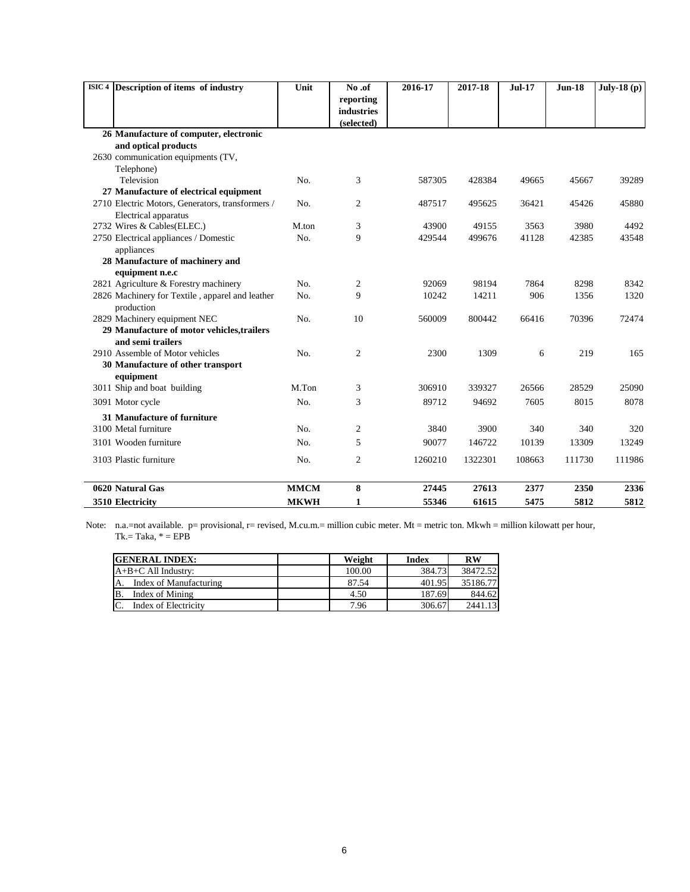| ISIC 4 | Description of items of industry | Unit | No .of reporting industries (selected) | 2016-17 | 2017-18 | Jul-17 | Jun-18 | July-18 (p) |
|---|---|---|---|---|---|---|---|---|
| **26** | **Manufacture of computer, electronic and optical products** | | | | | | | |
| 2630 | communication equipments (TV, Telephone) | | | | | | | |
| | Television | No. | 3 | 587305 | 428384 | 49665 | 45667 | 39289 |
| **27** | **Manufacture of electrical equipment** | | | | | | | |
| 2710 | Electric Motors, Generators, transformers / Electrical apparatus | No. | 2 | 487517 | 495625 | 36421 | 45426 | 45880 |
| 2732 | Wires & Cables(ELEC.) | M.ton | 3 | 43900 | 49155 | 3563 | 3980 | 4492 |
| 2750 | Electrical appliances / Domestic appliances | No. | 9 | 429544 | 499676 | 41128 | 42385 | 43548 |
| **28** | **Manufacture of machinery and equipment n.e.c** | | | | | | | |
| 2821 | Agriculture & Forestry machinery | No. | 2 | 92069 | 98194 | 7864 | 8298 | 8342 |
| 2826 | Machinery for Textile , apparel and leather production | No. | 9 | 10242 | 14211 | 906 | 1356 | 1320 |
| 2829 | Machinery equipment NEC | No. | 10 | 560009 | 800442 | 66416 | 70396 | 72474 |
| **29** | **Manufacture of motor vehicles,trailers and semi trailers** | | | | | | | |
| 2910 | Assemble of Motor vehicles | No. | 2 | 2300 | 1309 | 6 | 219 | 165 |
| **30** | **Manufacture of other transport equipment** | | | | | | | |
| 3011 | Ship and boat building | M.Ton | 3 | 306910 | 339327 | 26566 | 28529 | 25090 |
| 3091 | Motor cycle | No. | 3 | 89712 | 94692 | 7605 | 8015 | 8078 |
| **31** | **Manufacture of furniture** | | | | | | | |
| 3100 | Metal furniture | No. | 2 | 3840 | 3900 | 340 | 340 | 320 |
| 3101 | Wooden furniture | No. | 5 | 90077 | 146722 | 10139 | 13309 | 13249 |
| 3103 | Plastic furniture | No. | 2 | 1260210 | 1322301 | 108663 | 111730 | 111986 |
| **0620** | **Natural Gas** | **MMCM** | **8** | **27445** | **27613** | **2377** | **2350** | **2336** |
| **3510** | **Electricity** | **MKWH** | **1** | **55346** | **61615** | **5475** | **5812** | **5812** |

Note: n.a.=not available. p= provisional, r= revised, M.cu.m.= million cubic meter. Mt = metric ton. Mkwh = million kilowatt per hour, Tk.= Taka, * = EPB

| GENERAL INDEX: | | Weight | Index | RW |
|---|---|---|---|---|
| A+B+C All Industry: | | 100.00 | 384.73 | 38472.52 |
| A. Index of Manufacturing | | 87.54 | 401.95 | 35186.77 |
| B. Index of Mining | | 4.50 | 187.69 | 844.62 |
| C. Index of Electricity | | 7.96 | 306.67 | 2441.13 |